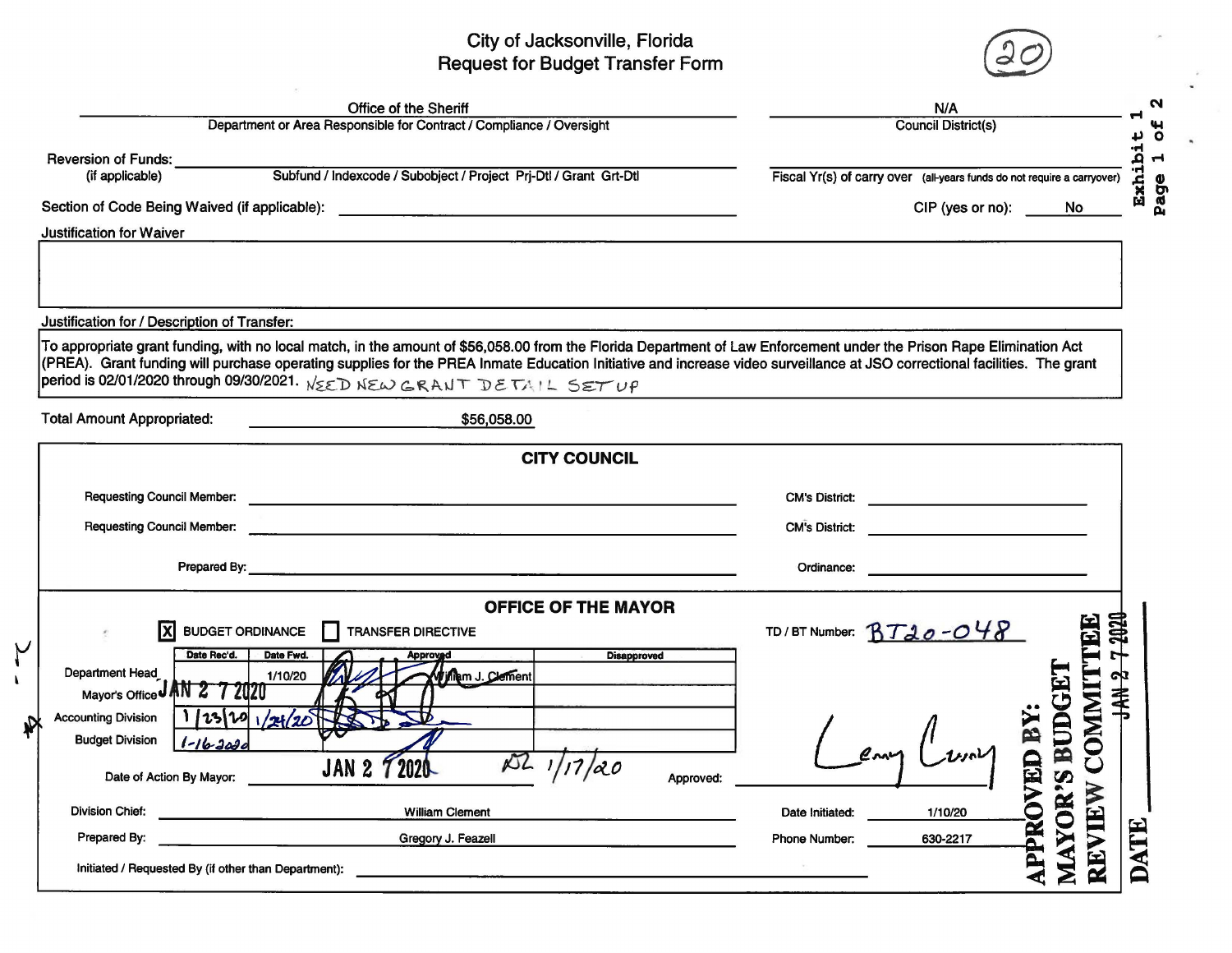# City of Jacksonville, Florida
## Request for Budget Transfer Form

(20)

Exhibit 1
Page 1 of 2

| | |
|---|---|
| **Department or Area Responsible for Contract / Compliance / Oversight:** Office of the Sheriff | **Council District(s):** N/A |
| **Reversion of Funds:** (if applicable) Subfund / Indexcode / Subobject / Project Prj-Dtl / Grant Grt-Dtl | **Fiscal Yr(s) of carry over** (all-years funds do not require a carryover) |
| **Section of Code Being Waived (if applicable):** | **CIP (yes or no):** No |

**Justification for Waiver**

**Justification for / Description of Transfer:**

To appropriate grant funding, with no local match, in the amount of $56,058.00 from the Florida Department of Law Enforcement under the Prison Rape Elimination Act (PREA). Grant funding will purchase operating supplies for the PREA Inmate Education Initiative and increase video surveillance at JSO correctional facilities. The grant period is 02/01/2020 through 09/30/2021. NEED NEW GRANT DETAIL SET UP

**Total Amount Appropriated:** $56,058.00

### CITY COUNCIL

Requesting Council Member: ______ CM's District: ______

Requesting Council Member: ______ CM's District: ______

Prepared By: ______ Ordinance: ______

### OFFICE OF THE MAYOR

[X] BUDGET ORDINANCE [ ] TRANSFER DIRECTIVE

TD / BT Number: BT20-048

| | Date Rec'd. | Date Fwd. | Approved | Disapproved |
|---|---|---|---|---|
| Department Head | | 1/10/20 | William J. Clement | |
| Mayor's Office | JAN 27 2020 | | | |
| Accounting Division | 1/23/20 | 1/24/20 | | |
| Budget Division | 1-16-2020 | | | |

Date of Action By Mayor: JAN 27 2020 ~~1/17/20~~

Approved: [signature]

APPROVED BY: MAYOR'S BUDGET REVIEW COMMITTEE DATE JAN 27 2020

Division Chief: William Clement

Date Initiated: 1/10/20

Prepared By: Gregory J. Feazell

Phone Number: 630-2217

Initiated / Requested By (if other than Department):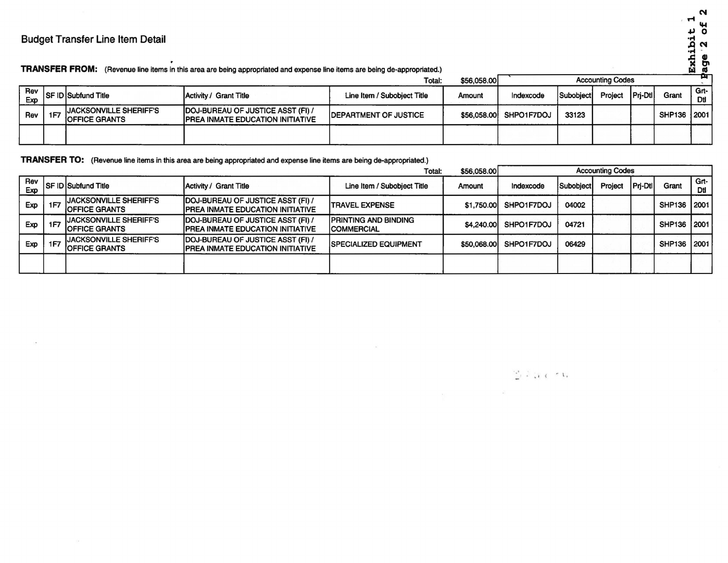# Budget Transfer Line Item Detail

**TRANSFER FROM:** (Revenue line items in this area are being appropriated and expense line items are being de-appropriated.)

Total: $56,058.00

| Rev Exp | SF ID | Subfund Title | Activity / Grant Title | Line Item / Subobject Title | Amount | Indexcode | Subobject | Project | Prj-Dtl | Grant | Grt-Dtl |
|---|---|---|---|---|---|---|---|---|---|---|---|
| | | | | | | Accounting Codes | | | | | |
| Rev | 1F7 | JACKSONVILLE SHERIFF'S OFFICE GRANTS | DOJ-BUREAU OF JUSTICE ASST (FI) / PREA INMATE EDUCATION INITIATIVE | DEPARTMENT OF JUSTICE | $56,058.00 | SHPO1F7DOJ | 33123 | | | SHP136 | 2001 |
| | | | | | | | | | | | |

**TRANSFER TO:** (Revenue line items in this area are being appropriated and expense line items are being de-appropriated.)

Total: $56,058.00

| Rev Exp | SF ID | Subfund Title | Activity / Grant Title | Line Item / Subobject Title | Amount | Indexcode | Subobject | Project | Prj-Dtl | Grant | Grt-Dtl |
|---|---|---|---|---|---|---|---|---|---|---|---|
| | | | | | | Accounting Codes | | | | | |
| Exp | 1F7 | JACKSONVILLE SHERIFF'S OFFICE GRANTS | DOJ-BUREAU OF JUSTICE ASST (FI) / PREA INMATE EDUCATION INITIATIVE | TRAVEL EXPENSE | $1,750.00 | SHPO1F7DOJ | 04002 | | | SHP136 | 2001 |
| Exp | 1F7 | JACKSONVILLE SHERIFF'S OFFICE GRANTS | DOJ-BUREAU OF JUSTICE ASST (FI) / PREA INMATE EDUCATION INITIATIVE | PRINTING AND BINDING COMMERCIAL | $4,240.00 | SHPO1F7DOJ | 04721 | | | SHP136 | 2001 |
| Exp | 1F7 | JACKSONVILLE SHERIFF'S OFFICE GRANTS | DOJ-BUREAU OF JUSTICE ASST (FI) / PREA INMATE EDUCATION INITIATIVE | SPECIALIZED EQUIPMENT | $50,068.00 | SHPO1F7DOJ | 06429 | | | SHP136 | 2001 |
| | | | | | | | | | | | |